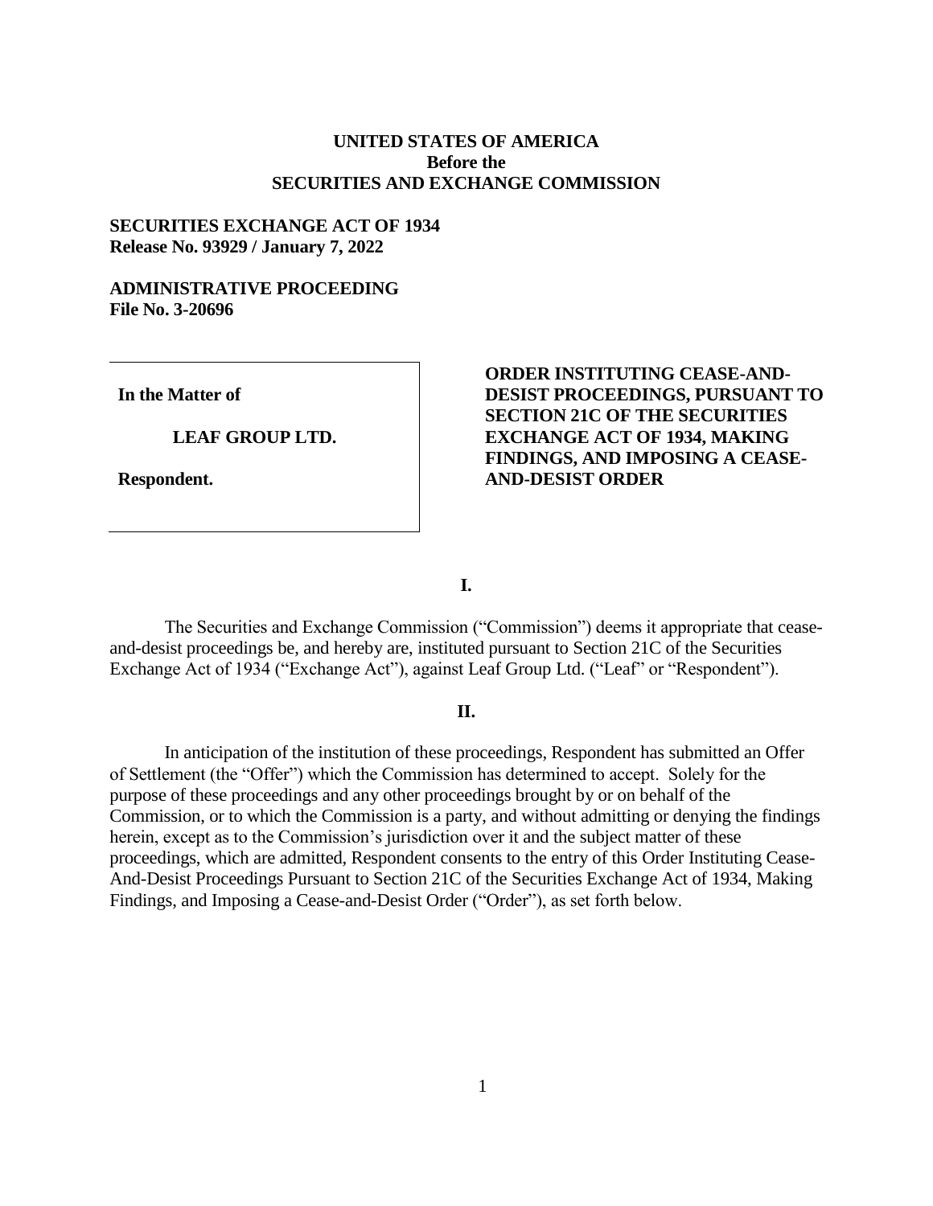**UNITED STATES OF AMERICA**
**Before the**
**SECURITIES AND EXCHANGE COMMISSION**

**SECURITIES EXCHANGE ACT OF 1934**
**Release No. 93929 / January 7, 2022**

**ADMINISTRATIVE PROCEEDING**
**File No. 3-20696**

| | |
|---|---|
| **In the Matter of**<br><br>**LEAF GROUP LTD.**<br><br>**Respondent.** | **ORDER INSTITUTING CEASE-AND-DESIST PROCEEDINGS, PURSUANT TO SECTION 21C OF THE SECURITIES EXCHANGE ACT OF 1934, MAKING FINDINGS, AND IMPOSING A CEASE-AND-DESIST ORDER** |

**I.**

The Securities and Exchange Commission ("Commission") deems it appropriate that cease-and-desist proceedings be, and hereby are, instituted pursuant to Section 21C of the Securities Exchange Act of 1934 ("Exchange Act"), against Leaf Group Ltd. ("Leaf" or "Respondent").

**II.**

In anticipation of the institution of these proceedings, Respondent has submitted an Offer of Settlement (the "Offer") which the Commission has determined to accept. Solely for the purpose of these proceedings and any other proceedings brought by or on behalf of the Commission, or to which the Commission is a party, and without admitting or denying the findings herein, except as to the Commission's jurisdiction over it and the subject matter of these proceedings, which are admitted, Respondent consents to the entry of this Order Instituting Cease-And-Desist Proceedings Pursuant to Section 21C of the Securities Exchange Act of 1934, Making Findings, and Imposing a Cease-and-Desist Order ("Order"), as set forth below.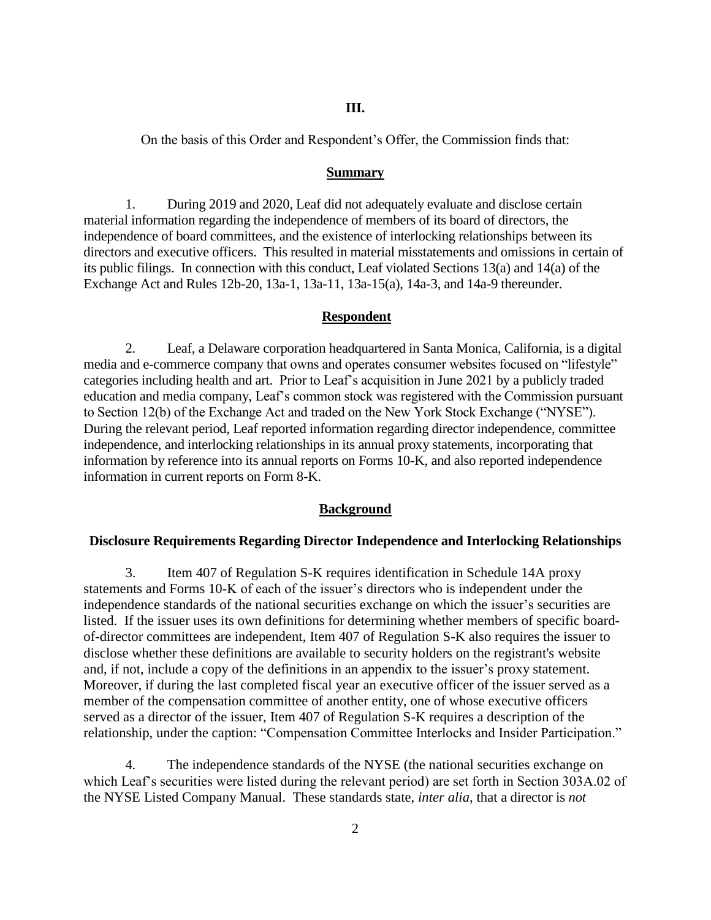## III.

On the basis of this Order and Respondent's Offer, the Commission finds that:

### Summary

1. During 2019 and 2020, Leaf did not adequately evaluate and disclose certain material information regarding the independence of members of its board of directors, the independence of board committees, and the existence of interlocking relationships between its directors and executive officers. This resulted in material misstatements and omissions in certain of its public filings. In connection with this conduct, Leaf violated Sections 13(a) and 14(a) of the Exchange Act and Rules 12b-20, 13a-1, 13a-11, 13a-15(a), 14a-3, and 14a-9 thereunder.

### Respondent

2. Leaf, a Delaware corporation headquartered in Santa Monica, California, is a digital media and e-commerce company that owns and operates consumer websites focused on "lifestyle" categories including health and art. Prior to Leaf's acquisition in June 2021 by a publicly traded education and media company, Leaf's common stock was registered with the Commission pursuant to Section 12(b) of the Exchange Act and traded on the New York Stock Exchange ("NYSE"). During the relevant period, Leaf reported information regarding director independence, committee independence, and interlocking relationships in its annual proxy statements, incorporating that information by reference into its annual reports on Forms 10-K, and also reported independence information in current reports on Form 8-K.

### Background

#### Disclosure Requirements Regarding Director Independence and Interlocking Relationships

3. Item 407 of Regulation S-K requires identification in Schedule 14A proxy statements and Forms 10-K of each of the issuer's directors who is independent under the independence standards of the national securities exchange on which the issuer's securities are listed. If the issuer uses its own definitions for determining whether members of specific board-of-director committees are independent, Item 407 of Regulation S-K also requires the issuer to disclose whether these definitions are available to security holders on the registrant's website and, if not, include a copy of the definitions in an appendix to the issuer's proxy statement. Moreover, if during the last completed fiscal year an executive officer of the issuer served as a member of the compensation committee of another entity, one of whose executive officers served as a director of the issuer, Item 407 of Regulation S-K requires a description of the relationship, under the caption: "Compensation Committee Interlocks and Insider Participation."

4. The independence standards of the NYSE (the national securities exchange on which Leaf's securities were listed during the relevant period) are set forth in Section 303A.02 of the NYSE Listed Company Manual. These standards state, *inter alia*, that a director is *not*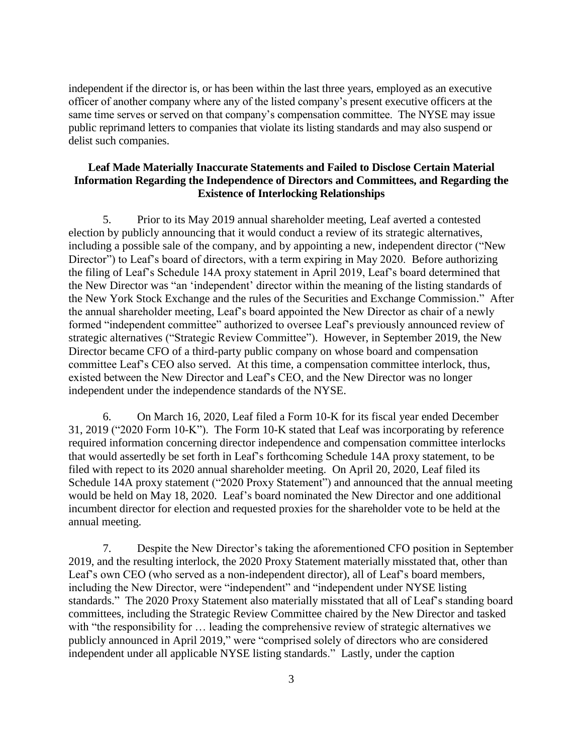independent if the director is, or has been within the last three years, employed as an executive officer of another company where any of the listed company's present executive officers at the same time serves or served on that company's compensation committee. The NYSE may issue public reprimand letters to companies that violate its listing standards and may also suspend or delist such companies.

**Leaf Made Materially Inaccurate Statements and Failed to Disclose Certain Material Information Regarding the Independence of Directors and Committees, and Regarding the Existence of Interlocking Relationships**

5. Prior to its May 2019 annual shareholder meeting, Leaf averted a contested election by publicly announcing that it would conduct a review of its strategic alternatives, including a possible sale of the company, and by appointing a new, independent director ("New Director") to Leaf's board of directors, with a term expiring in May 2020. Before authorizing the filing of Leaf's Schedule 14A proxy statement in April 2019, Leaf's board determined that the New Director was "an 'independent' director within the meaning of the listing standards of the New York Stock Exchange and the rules of the Securities and Exchange Commission." After the annual shareholder meeting, Leaf's board appointed the New Director as chair of a newly formed "independent committee" authorized to oversee Leaf's previously announced review of strategic alternatives ("Strategic Review Committee"). However, in September 2019, the New Director became CFO of a third-party public company on whose board and compensation committee Leaf's CEO also served. At this time, a compensation committee interlock, thus, existed between the New Director and Leaf's CEO, and the New Director was no longer independent under the independence standards of the NYSE.

6. On March 16, 2020, Leaf filed a Form 10-K for its fiscal year ended December 31, 2019 ("2020 Form 10-K"). The Form 10-K stated that Leaf was incorporating by reference required information concerning director independence and compensation committee interlocks that would assertedly be set forth in Leaf's forthcoming Schedule 14A proxy statement, to be filed with repect to its 2020 annual shareholder meeting. On April 20, 2020, Leaf filed its Schedule 14A proxy statement ("2020 Proxy Statement") and announced that the annual meeting would be held on May 18, 2020. Leaf's board nominated the New Director and one additional incumbent director for election and requested proxies for the shareholder vote to be held at the annual meeting.

7. Despite the New Director's taking the aforementioned CFO position in September 2019, and the resulting interlock, the 2020 Proxy Statement materially misstated that, other than Leaf's own CEO (who served as a non-independent director), all of Leaf's board members, including the New Director, were "independent" and "independent under NYSE listing standards." The 2020 Proxy Statement also materially misstated that all of Leaf's standing board committees, including the Strategic Review Committee chaired by the New Director and tasked with "the responsibility for … leading the comprehensive review of strategic alternatives we publicly announced in April 2019," were "comprised solely of directors who are considered independent under all applicable NYSE listing standards." Lastly, under the caption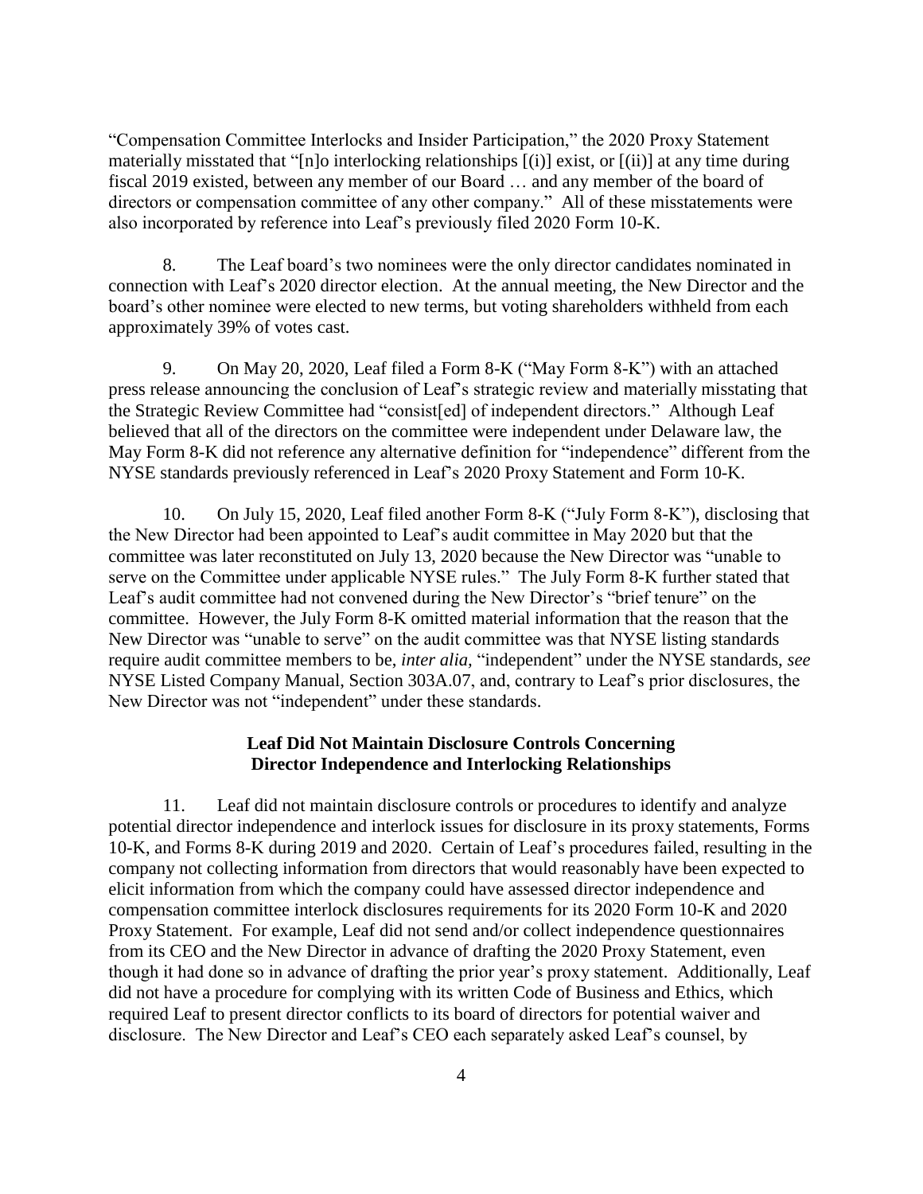"Compensation Committee Interlocks and Insider Participation," the 2020 Proxy Statement materially misstated that "[n]o interlocking relationships [(i)] exist, or [(ii)] at any time during fiscal 2019 existed, between any member of our Board … and any member of the board of directors or compensation committee of any other company." All of these misstatements were also incorporated by reference into Leaf's previously filed 2020 Form 10-K.

8. The Leaf board's two nominees were the only director candidates nominated in connection with Leaf's 2020 director election. At the annual meeting, the New Director and the board's other nominee were elected to new terms, but voting shareholders withheld from each approximately 39% of votes cast.

9. On May 20, 2020, Leaf filed a Form 8-K ("May Form 8-K") with an attached press release announcing the conclusion of Leaf's strategic review and materially misstating that the Strategic Review Committee had "consist[ed] of independent directors." Although Leaf believed that all of the directors on the committee were independent under Delaware law, the May Form 8-K did not reference any alternative definition for "independence" different from the NYSE standards previously referenced in Leaf's 2020 Proxy Statement and Form 10-K.

10. On July 15, 2020, Leaf filed another Form 8-K ("July Form 8-K"), disclosing that the New Director had been appointed to Leaf's audit committee in May 2020 but that the committee was later reconstituted on July 13, 2020 because the New Director was "unable to serve on the Committee under applicable NYSE rules." The July Form 8-K further stated that Leaf's audit committee had not convened during the New Director's "brief tenure" on the committee. However, the July Form 8-K omitted material information that the reason that the New Director was "unable to serve" on the audit committee was that NYSE listing standards require audit committee members to be, *inter alia*, "independent" under the NYSE standards, *see* NYSE Listed Company Manual, Section 303A.07, and, contrary to Leaf's prior disclosures, the New Director was not "independent" under these standards.

### Leaf Did Not Maintain Disclosure Controls Concerning Director Independence and Interlocking Relationships

11. Leaf did not maintain disclosure controls or procedures to identify and analyze potential director independence and interlock issues for disclosure in its proxy statements, Forms 10-K, and Forms 8-K during 2019 and 2020. Certain of Leaf's procedures failed, resulting in the company not collecting information from directors that would reasonably have been expected to elicit information from which the company could have assessed director independence and compensation committee interlock disclosures requirements for its 2020 Form 10-K and 2020 Proxy Statement. For example, Leaf did not send and/or collect independence questionnaires from its CEO and the New Director in advance of drafting the 2020 Proxy Statement, even though it had done so in advance of drafting the prior year's proxy statement. Additionally, Leaf did not have a procedure for complying with its written Code of Business and Ethics, which required Leaf to present director conflicts to its board of directors for potential waiver and disclosure. The New Director and Leaf's CEO each separately asked Leaf's counsel, by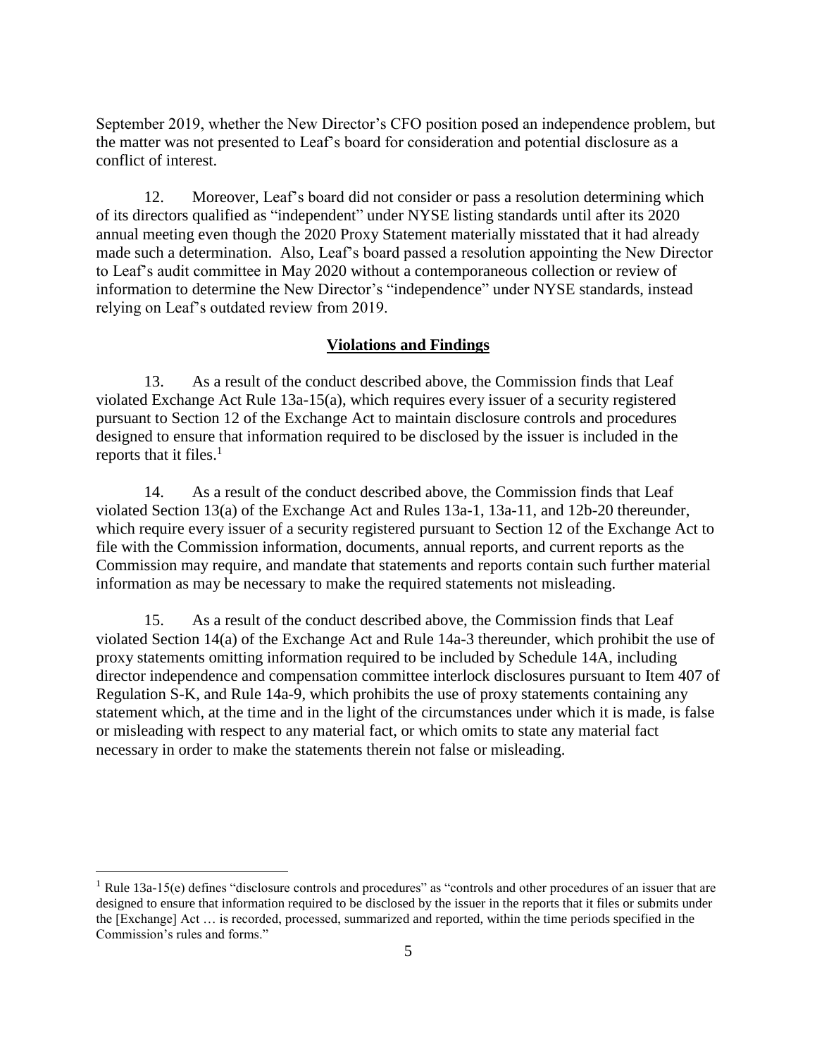September 2019, whether the New Director's CFO position posed an independence problem, but the matter was not presented to Leaf's board for consideration and potential disclosure as a conflict of interest.

12. Moreover, Leaf's board did not consider or pass a resolution determining which of its directors qualified as "independent" under NYSE listing standards until after its 2020 annual meeting even though the 2020 Proxy Statement materially misstated that it had already made such a determination. Also, Leaf's board passed a resolution appointing the New Director to Leaf's audit committee in May 2020 without a contemporaneous collection or review of information to determine the New Director's "independence" under NYSE standards, instead relying on Leaf's outdated review from 2019.

## **Violations and Findings**

13. As a result of the conduct described above, the Commission finds that Leaf violated Exchange Act Rule 13a-15(a), which requires every issuer of a security registered pursuant to Section 12 of the Exchange Act to maintain disclosure controls and procedures designed to ensure that information required to be disclosed by the issuer is included in the reports that it files.[1]

14. As a result of the conduct described above, the Commission finds that Leaf violated Section 13(a) of the Exchange Act and Rules 13a-1, 13a-11, and 12b-20 thereunder, which require every issuer of a security registered pursuant to Section 12 of the Exchange Act to file with the Commission information, documents, annual reports, and current reports as the Commission may require, and mandate that statements and reports contain such further material information as may be necessary to make the required statements not misleading.

15. As a result of the conduct described above, the Commission finds that Leaf violated Section 14(a) of the Exchange Act and Rule 14a-3 thereunder, which prohibit the use of proxy statements omitting information required to be included by Schedule 14A, including director independence and compensation committee interlock disclosures pursuant to Item 407 of Regulation S-K, and Rule 14a-9, which prohibits the use of proxy statements containing any statement which, at the time and in the light of the circumstances under which it is made, is false or misleading with respect to any material fact, or which omits to state any material fact necessary in order to make the statements therein not false or misleading.

---

[1] Rule 13a-15(e) defines "disclosure controls and procedures" as "controls and other procedures of an issuer that are designed to ensure that information required to be disclosed by the issuer in the reports that it files or submits under the [Exchange] Act … is recorded, processed, summarized and reported, within the time periods specified in the Commission's rules and forms."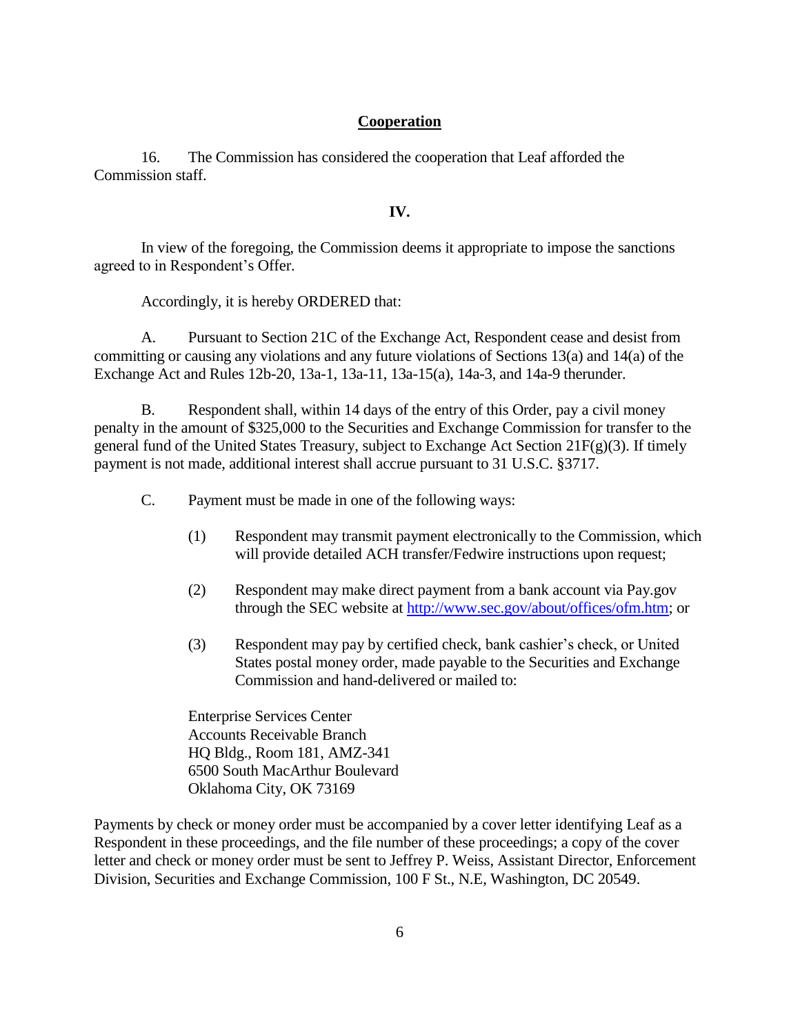## Cooperation

16. The Commission has considered the cooperation that Leaf afforded the Commission staff.

## IV.

In view of the foregoing, the Commission deems it appropriate to impose the sanctions agreed to in Respondent's Offer.

Accordingly, it is hereby ORDERED that:

A. Pursuant to Section 21C of the Exchange Act, Respondent cease and desist from committing or causing any violations and any future violations of Sections 13(a) and 14(a) of the Exchange Act and Rules 12b-20, 13a-1, 13a-11, 13a-15(a), 14a-3, and 14a-9 therunder.

B. Respondent shall, within 14 days of the entry of this Order, pay a civil money penalty in the amount of $325,000 to the Securities and Exchange Commission for transfer to the general fund of the United States Treasury, subject to Exchange Act Section 21F(g)(3). If timely payment is not made, additional interest shall accrue pursuant to 31 U.S.C. §3717.

C. Payment must be made in one of the following ways:

(1) Respondent may transmit payment electronically to the Commission, which will provide detailed ACH transfer/Fedwire instructions upon request;

(2) Respondent may make direct payment from a bank account via Pay.gov through the SEC website at http://www.sec.gov/about/offices/ofm.htm; or

(3) Respondent may pay by certified check, bank cashier's check, or United States postal money order, made payable to the Securities and Exchange Commission and hand-delivered or mailed to:

Enterprise Services Center
Accounts Receivable Branch
HQ Bldg., Room 181, AMZ-341
6500 South MacArthur Boulevard
Oklahoma City, OK 73169

Payments by check or money order must be accompanied by a cover letter identifying Leaf as a Respondent in these proceedings, and the file number of these proceedings; a copy of the cover letter and check or money order must be sent to Jeffrey P. Weiss, Assistant Director, Enforcement Division, Securities and Exchange Commission, 100 F St., N.E, Washington, DC 20549.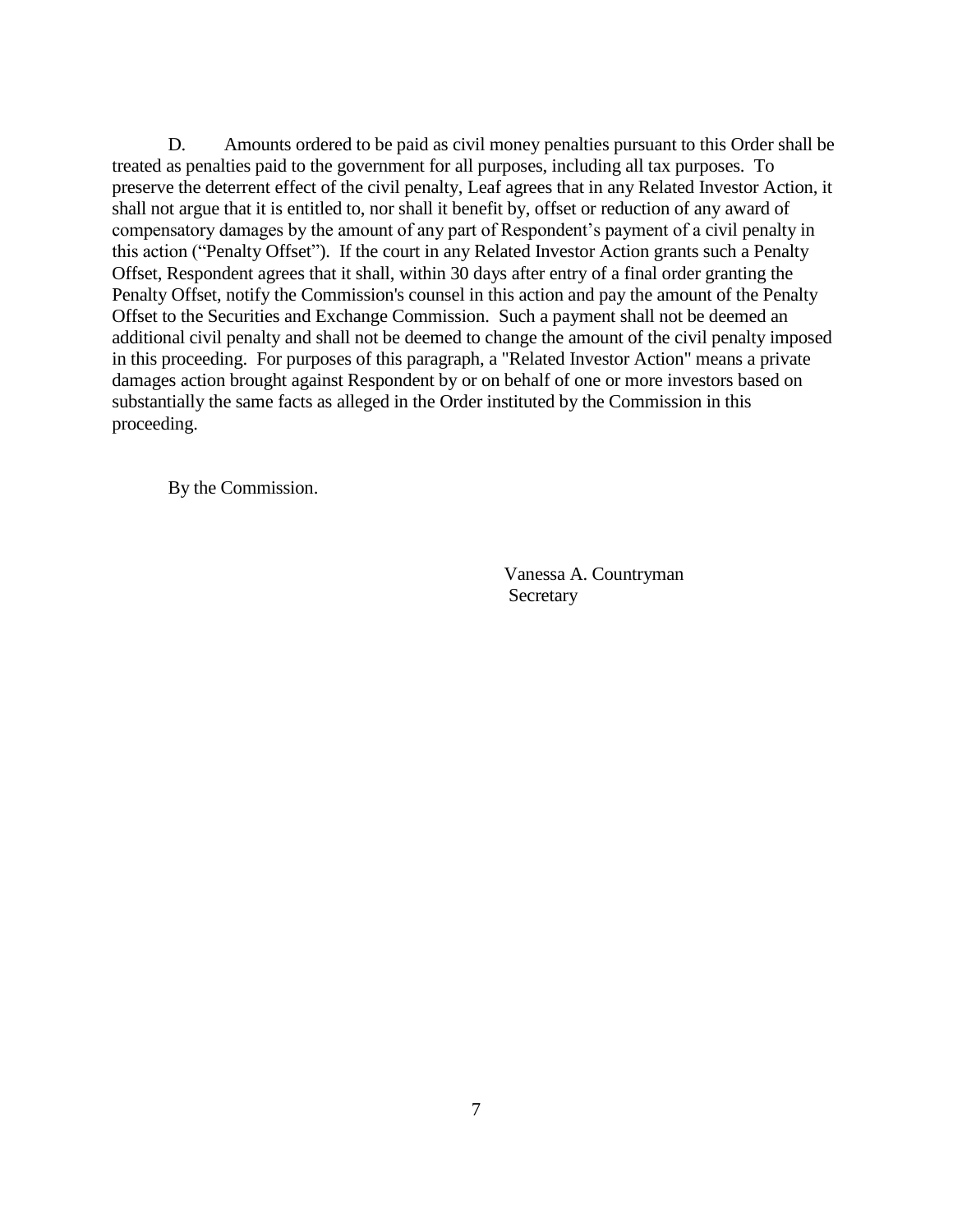D. Amounts ordered to be paid as civil money penalties pursuant to this Order shall be treated as penalties paid to the government for all purposes, including all tax purposes. To preserve the deterrent effect of the civil penalty, Leaf agrees that in any Related Investor Action, it shall not argue that it is entitled to, nor shall it benefit by, offset or reduction of any award of compensatory damages by the amount of any part of Respondent's payment of a civil penalty in this action ("Penalty Offset"). If the court in any Related Investor Action grants such a Penalty Offset, Respondent agrees that it shall, within 30 days after entry of a final order granting the Penalty Offset, notify the Commission's counsel in this action and pay the amount of the Penalty Offset to the Securities and Exchange Commission. Such a payment shall not be deemed an additional civil penalty and shall not be deemed to change the amount of the civil penalty imposed in this proceeding. For purposes of this paragraph, a "Related Investor Action" means a private damages action brought against Respondent by or on behalf of one or more investors based on substantially the same facts as alleged in the Order instituted by the Commission in this proceeding.

By the Commission.

Vanessa A. Countryman
Secretary